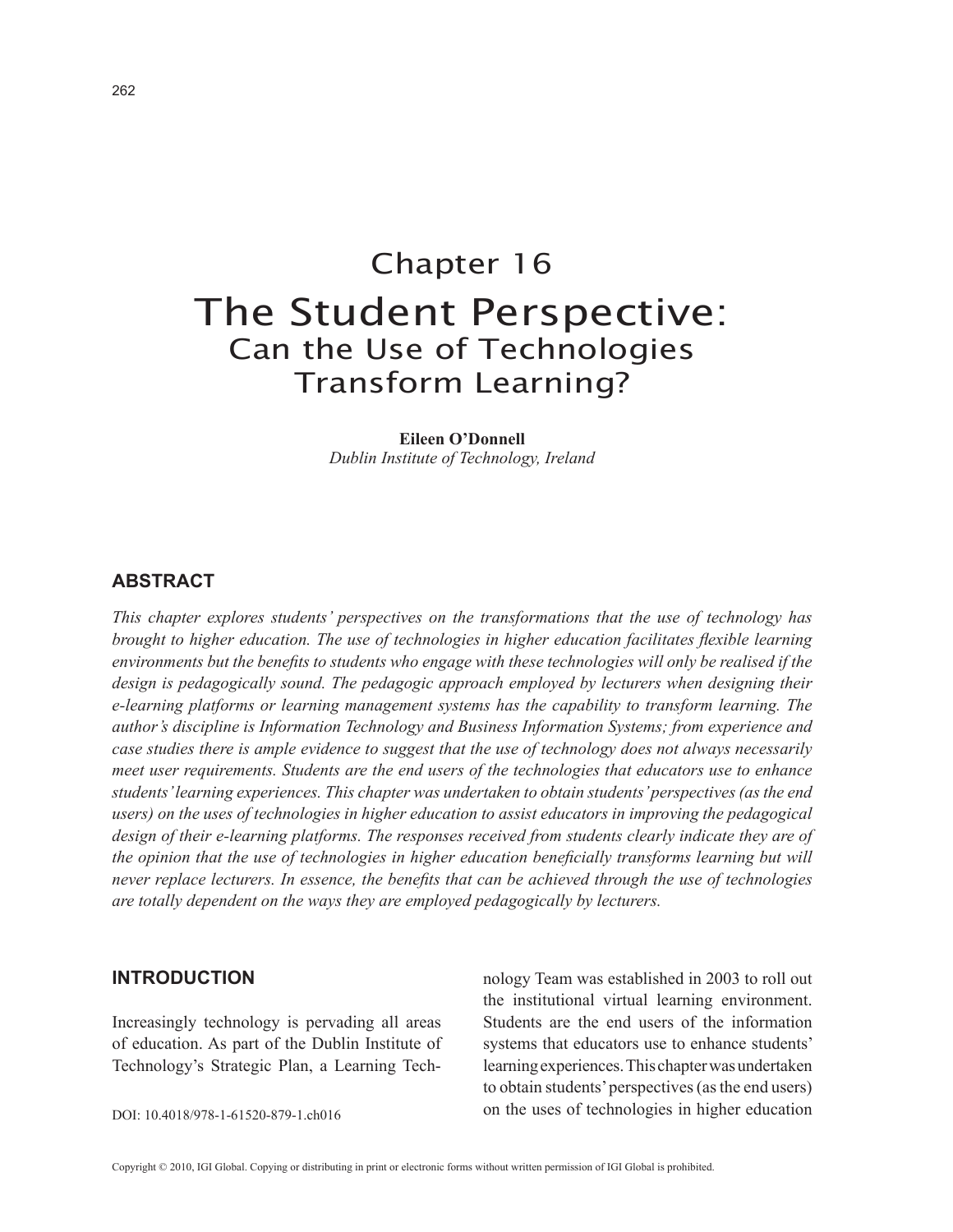# Chapter 16
# The Student Perspective:
## Can the Use of Technologies Transform Learning?

**Eileen O'Donnell**
*Dublin Institute of Technology, Ireland*

## ABSTRACT

*This chapter explores students' perspectives on the transformations that the use of technology has brought to higher education. The use of technologies in higher education facilitates flexible learning environments but the benefits to students who engage with these technologies will only be realised if the design is pedagogically sound. The pedagogic approach employed by lecturers when designing their e-learning platforms or learning management systems has the capability to transform learning. The author's discipline is Information Technology and Business Information Systems; from experience and case studies there is ample evidence to suggest that the use of technology does not always necessarily meet user requirements. Students are the end users of the technologies that educators use to enhance students' learning experiences. This chapter was undertaken to obtain students' perspectives (as the end users) on the uses of technologies in higher education to assist educators in improving the pedagogical design of their e-learning platforms. The responses received from students clearly indicate they are of the opinion that the use of technologies in higher education beneficially transforms learning but will never replace lecturers. In essence, the benefits that can be achieved through the use of technologies are totally dependent on the ways they are employed pedagogically by lecturers.*

## INTRODUCTION

Increasingly technology is pervading all areas of education. As part of the Dublin Institute of Technology's Strategic Plan, a Learning Technology Team was established in 2003 to roll out the institutional virtual learning environment. Students are the end users of the information systems that educators use to enhance students' learning experiences. This chapter was undertaken to obtain students' perspectives (as the end users) on the uses of technologies in higher education

DOI: 10.4018/978-1-61520-879-1.ch016

Copyright © 2010, IGI Global. Copying or distributing in print or electronic forms without written permission of IGI Global is prohibited.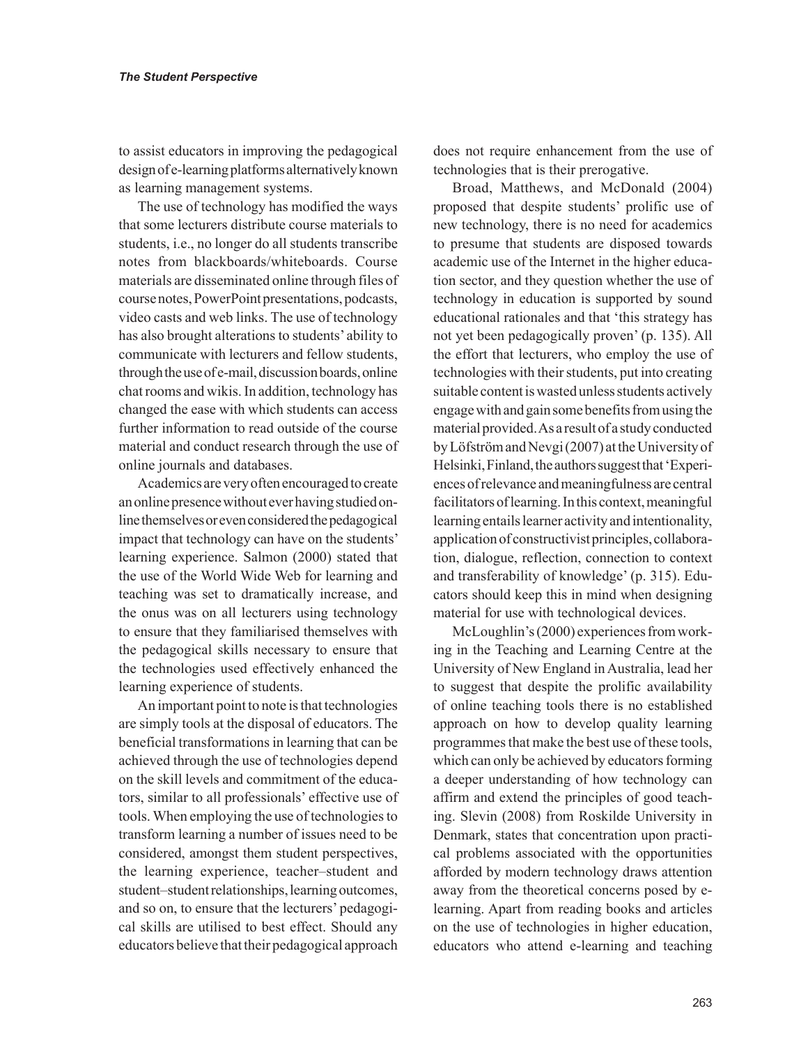to assist educators in improving the pedagogical design of e-learning platforms alternatively known as learning management systems.

The use of technology has modified the ways that some lecturers distribute course materials to students, i.e., no longer do all students transcribe notes from blackboards/whiteboards. Course materials are disseminated online through files of course notes, PowerPoint presentations, podcasts, video casts and web links. The use of technology has also brought alterations to students' ability to communicate with lecturers and fellow students, through the use of e-mail, discussion boards, online chat rooms and wikis. In addition, technology has changed the ease with which students can access further information to read outside of the course material and conduct research through the use of online journals and databases.

Academics are very often encouraged to create an online presence without ever having studied online themselves or even considered the pedagogical impact that technology can have on the students' learning experience. Salmon (2000) stated that the use of the World Wide Web for learning and teaching was set to dramatically increase, and the onus was on all lecturers using technology to ensure that they familiarised themselves with the pedagogical skills necessary to ensure that the technologies used effectively enhanced the learning experience of students.

An important point to note is that technologies are simply tools at the disposal of educators. The beneficial transformations in learning that can be achieved through the use of technologies depend on the skill levels and commitment of the educators, similar to all professionals' effective use of tools. When employing the use of technologies to transform learning a number of issues need to be considered, amongst them student perspectives, the learning experience, teacher–student and student–student relationships, learning outcomes, and so on, to ensure that the lecturers' pedagogical skills are utilised to best effect. Should any educators believe that their pedagogical approach does not require enhancement from the use of technologies that is their prerogative.

Broad, Matthews, and McDonald (2004) proposed that despite students' prolific use of new technology, there is no need for academics to presume that students are disposed towards academic use of the Internet in the higher education sector, and they question whether the use of technology in education is supported by sound educational rationales and that 'this strategy has not yet been pedagogically proven' (p. 135). All the effort that lecturers, who employ the use of technologies with their students, put into creating suitable content is wasted unless students actively engage with and gain some benefits from using the material provided. As a result of a study conducted by Löfström and Nevgi (2007) at the University of Helsinki, Finland, the authors suggest that 'Experiences of relevance and meaningfulness are central facilitators of learning. In this context, meaningful learning entails learner activity and intentionality, application of constructivist principles, collaboration, dialogue, reflection, connection to context and transferability of knowledge' (p. 315). Educators should keep this in mind when designing material for use with technological devices.

McLoughlin's (2000) experiences from working in the Teaching and Learning Centre at the University of New England in Australia, lead her to suggest that despite the prolific availability of online teaching tools there is no established approach on how to develop quality learning programmes that make the best use of these tools, which can only be achieved by educators forming a deeper understanding of how technology can affirm and extend the principles of good teaching. Slevin (2008) from Roskilde University in Denmark, states that concentration upon practical problems associated with the opportunities afforded by modern technology draws attention away from the theoretical concerns posed by e-learning. Apart from reading books and articles on the use of technologies in higher education, educators who attend e-learning and teaching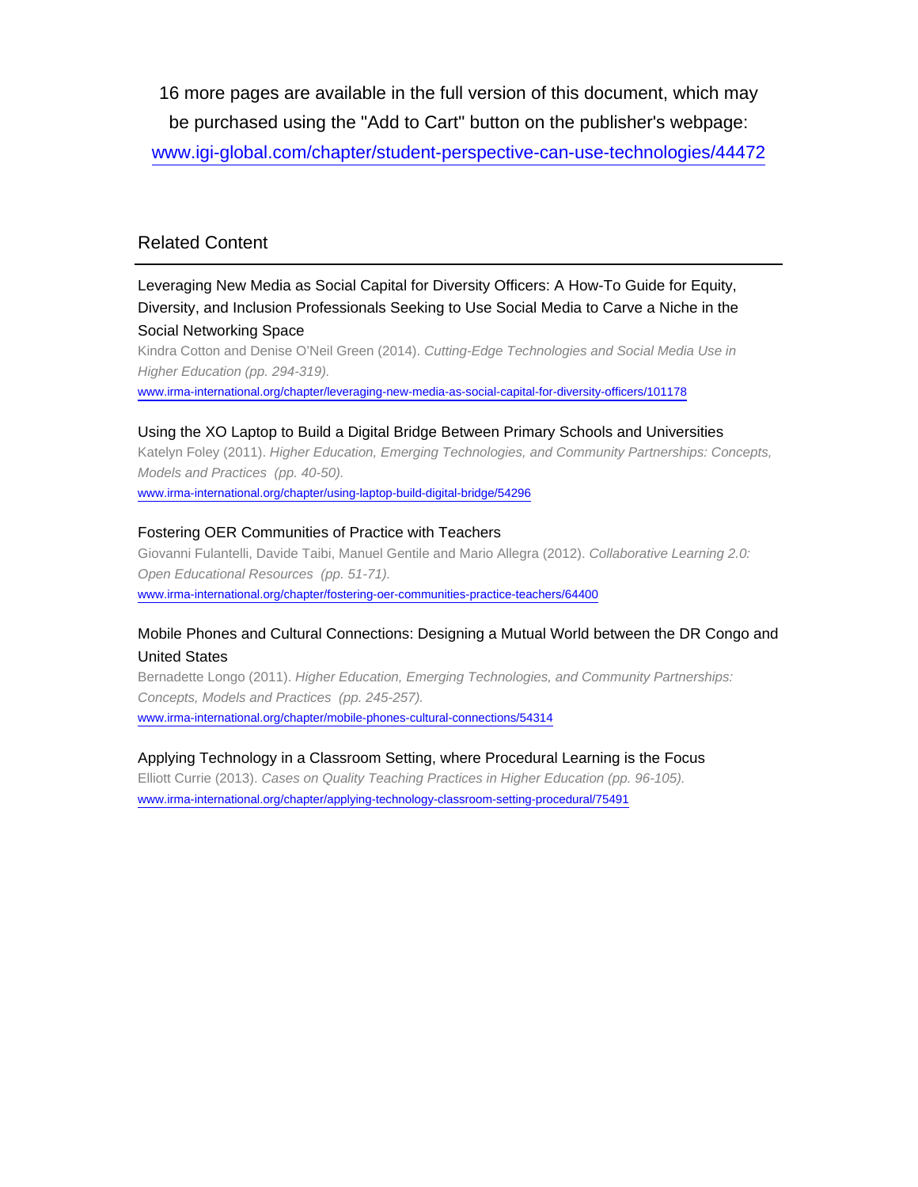16 more pages are available in the full version of this document, which may be purchased using the "Add to Cart" button on the publisher's webpage: www.igi-global.com/chapter/student-perspective-can-use-technologies/44472

## Related Content

Leveraging New Media as Social Capital for Diversity Officers: A How-To Guide for Equity, Diversity, and Inclusion Professionals Seeking to Use Social Media to Carve a Niche in the Social Networking Space

Kindra Cotton and Denise O'Neil Green (2014). *Cutting-Edge Technologies and Social Media Use in Higher Education (pp. 294-319).*

www.irma-international.org/chapter/leveraging-new-media-as-social-capital-for-diversity-officers/101178

Using the XO Laptop to Build a Digital Bridge Between Primary Schools and Universities

Katelyn Foley (2011). *Higher Education, Emerging Technologies, and Community Partnerships: Concepts, Models and Practices (pp. 40-50).*

www.irma-international.org/chapter/using-laptop-build-digital-bridge/54296

Fostering OER Communities of Practice with Teachers

Giovanni Fulantelli, Davide Taibi, Manuel Gentile and Mario Allegra (2012). *Collaborative Learning 2.0: Open Educational Resources (pp. 51-71).*

www.irma-international.org/chapter/fostering-oer-communities-practice-teachers/64400

Mobile Phones and Cultural Connections: Designing a Mutual World between the DR Congo and United States

Bernadette Longo (2011). *Higher Education, Emerging Technologies, and Community Partnerships: Concepts, Models and Practices (pp. 245-257).*

www.irma-international.org/chapter/mobile-phones-cultural-connections/54314

Applying Technology in a Classroom Setting, where Procedural Learning is the Focus

Elliott Currie (2013). *Cases on Quality Teaching Practices in Higher Education (pp. 96-105).*

www.irma-international.org/chapter/applying-technology-classroom-setting-procedural/75491